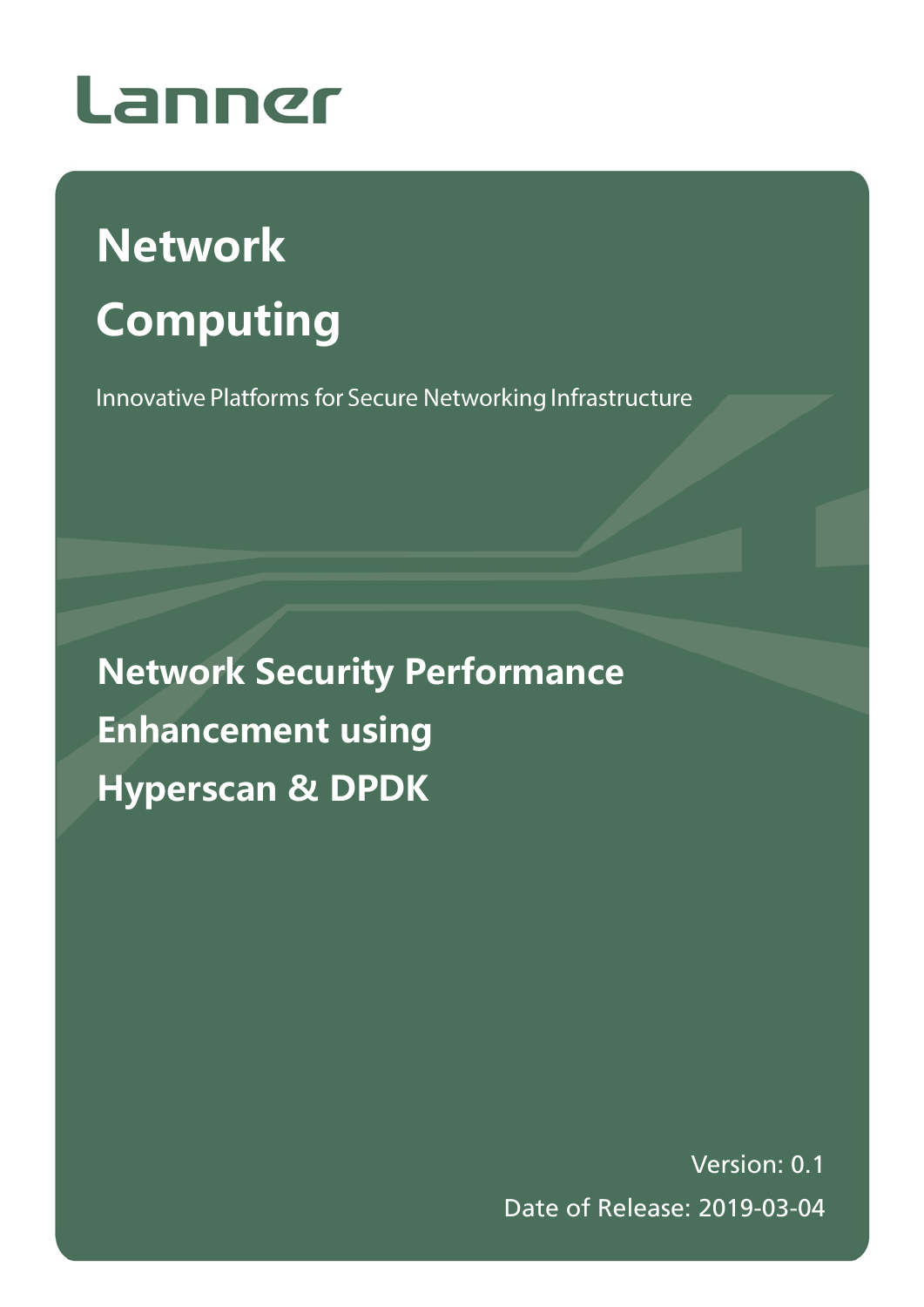Lanner

# Network Computing

Innovative Platforms for Secure Networking Infrastructure

## Network Security Performance Enhancement using Hyperscan & DPDK

Version: 0.1

Date of Release: 2019-03-04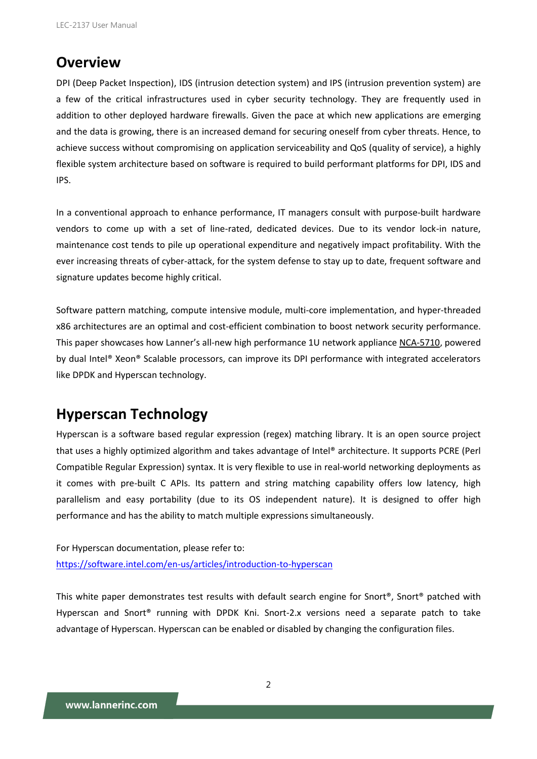## Overview

DPI (Deep Packet Inspection), IDS (intrusion detection system) and IPS (intrusion prevention system) are a few of the critical infrastructures used in cyber security technology. They are frequently used in addition to other deployed hardware firewalls. Given the pace at which new applications are emerging and the data is growing, there is an increased demand for securing oneself from cyber threats. Hence, to achieve success without compromising on application serviceability and QoS (quality of service), a highly flexible system architecture based on software is required to build performant platforms for DPI, IDS and IPS.

In a conventional approach to enhance performance, IT managers consult with purpose-built hardware vendors to come up with a set of line-rated, dedicated devices. Due to its vendor lock-in nature, maintenance cost tends to pile up operational expenditure and negatively impact profitability. With the ever increasing threats of cyber-attack, for the system defense to stay up to date, frequent software and signature updates become highly critical.

Software pattern matching, compute intensive module, multi-core implementation, and hyper-threaded x86 architectures are an optimal and cost-efficient combination to boost network security performance. This paper showcases how Lanner's all-new high performance 1U network appliance NCA-5710, powered by dual Intel® Xeon® Scalable processors, can improve its DPI performance with integrated accelerators like DPDK and Hyperscan technology.

## Hyperscan Technology

Hyperscan is a software based regular expression (regex) matching library. It is an open source project that uses a highly optimized algorithm and takes advantage of Intel® architecture. It supports PCRE (Perl Compatible Regular Expression) syntax. It is very flexible to use in real-world networking deployments as it comes with pre-built C APIs. Its pattern and string matching capability offers low latency, high parallelism and easy portability (due to its OS independent nature). It is designed to offer high performance and has the ability to match multiple expressions simultaneously.

For Hyperscan documentation, please refer to:
https://software.intel.com/en-us/articles/introduction-to-hyperscan

This white paper demonstrates test results with default search engine for Snort®, Snort® patched with Hyperscan and Snort® running with DPDK Kni. Snort-2.x versions need a separate patch to take advantage of Hyperscan. Hyperscan can be enabled or disabled by changing the configuration files.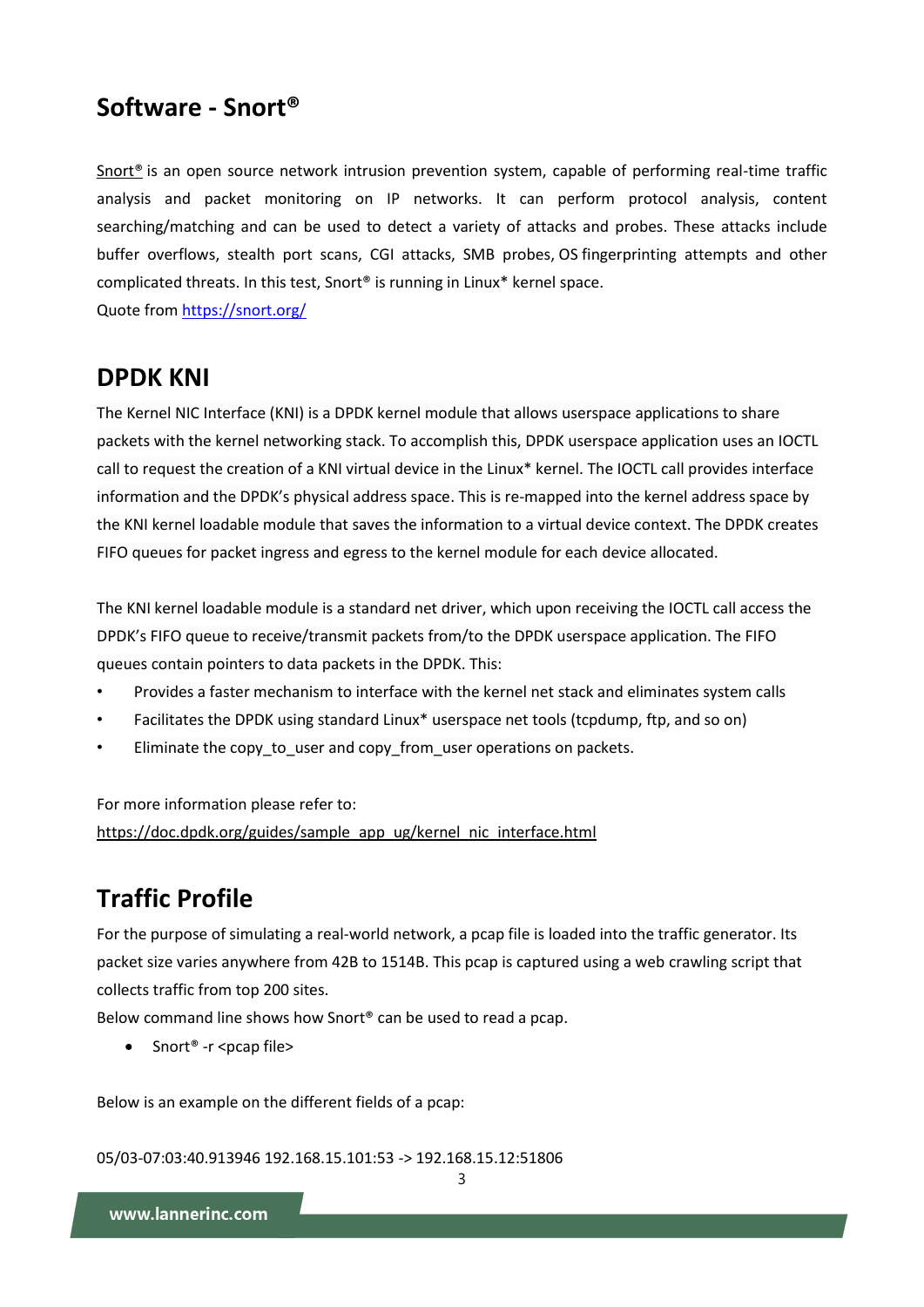## Software - Snort®

Snort® is an open source network intrusion prevention system, capable of performing real-time traffic analysis and packet monitoring on IP networks. It can perform protocol analysis, content searching/matching and can be used to detect a variety of attacks and probes. These attacks include buffer overflows, stealth port scans, CGI attacks, SMB probes, OS fingerprinting attempts and other complicated threats. In this test, Snort® is running in Linux* kernel space.

Quote from https://snort.org/

## DPDK KNI

The Kernel NIC Interface (KNI) is a DPDK kernel module that allows userspace applications to share packets with the kernel networking stack. To accomplish this, DPDK userspace application uses an IOCTL call to request the creation of a KNI virtual device in the Linux* kernel. The IOCTL call provides interface information and the DPDK's physical address space. This is re-mapped into the kernel address space by the KNI kernel loadable module that saves the information to a virtual device context. The DPDK creates FIFO queues for packet ingress and egress to the kernel module for each device allocated.

The KNI kernel loadable module is a standard net driver, which upon receiving the IOCTL call access the DPDK's FIFO queue to receive/transmit packets from/to the DPDK userspace application. The FIFO queues contain pointers to data packets in the DPDK. This:

- Provides a faster mechanism to interface with the kernel net stack and eliminates system calls
- Facilitates the DPDK using standard Linux* userspace net tools (tcpdump, ftp, and so on)
- Eliminate the copy_to_user and copy_from_user operations on packets.

For more information please refer to:
https://doc.dpdk.org/guides/sample_app_ug/kernel_nic_interface.html

## Traffic Profile

For the purpose of simulating a real-world network, a pcap file is loaded into the traffic generator. Its packet size varies anywhere from 42B to 1514B. This pcap is captured using a web crawling script that collects traffic from top 200 sites.

Below command line shows how Snort® can be used to read a pcap.

- Snort® -r <pcap file>

Below is an example on the different fields of a pcap:

05/03-07:03:40.913946 192.168.15.101:53 -> 192.168.15.12:51806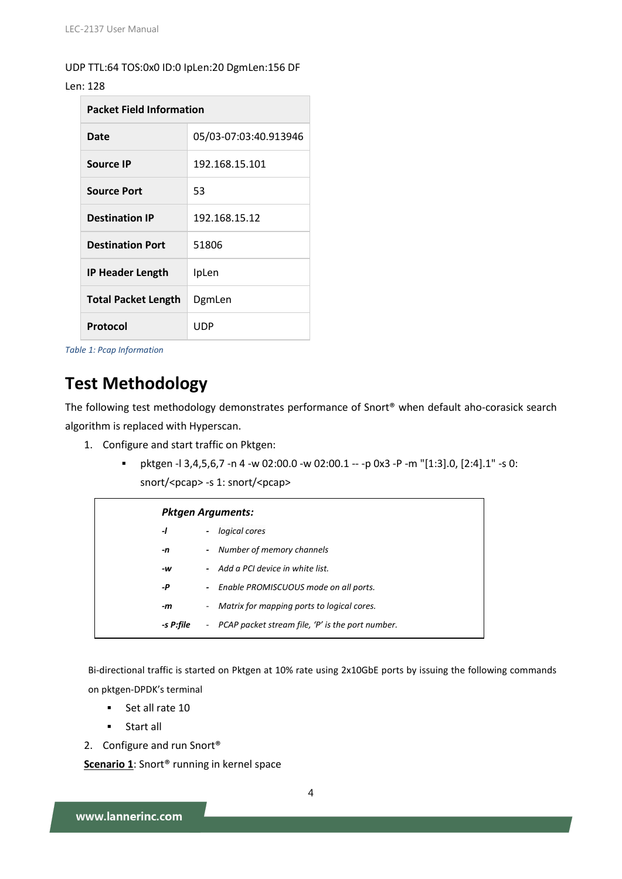UDP TTL:64 TOS:0x0 ID:0 IpLen:20 DgmLen:156 DF

Len: 128

| Packet Field Information | |
|---|---|
| **Date** | 05/03-07:03:40.913946 |
| **Source IP** | 192.168.15.101 |
| **Source Port** | 53 |
| **Destination IP** | 192.168.15.12 |
| **Destination Port** | 51806 |
| **IP Header Length** | IpLen |
| **Total Packet Length** | DgmLen |
| **Protocol** | UDP |

*Table 1: Pcap Information*

# Test Methodology

The following test methodology demonstrates performance of Snort® when default aho-corasick search algorithm is replaced with Hyperscan.

1. Configure and start traffic on Pktgen:
   - pktgen -l 3,4,5,6,7 -n 4 -w 02:00.0 -w 02:00.1 -- -p 0x3 -P -m "[1:3].0, [2:4].1" -s 0: snort/<pcap> -s 1: snort/<pcap>

   ***Pktgen Arguments:***

   | | | |
   |---|---|---|
   | ***-l*** | - | *logical cores* |
   | ***-n*** | - | *Number of memory channels* |
   | ***-w*** | - | *Add a PCI device in white list.* |
   | ***-P*** | - | *Enable PROMISCUOUS mode on all ports.* |
   | ***-m*** | - | *Matrix for mapping ports to logical cores.* |
   | ***-s P:file*** | - | *PCAP packet stream file, 'P' is the port number.* |

   Bi-directional traffic is started on Pktgen at 10% rate using 2x10GbE ports by issuing the following commands on pktgen-DPDK's terminal

   - Set all rate 10
   - Start all

2. Configure and run Snort®

<u>**Scenario 1**</u>: Snort® running in kernel space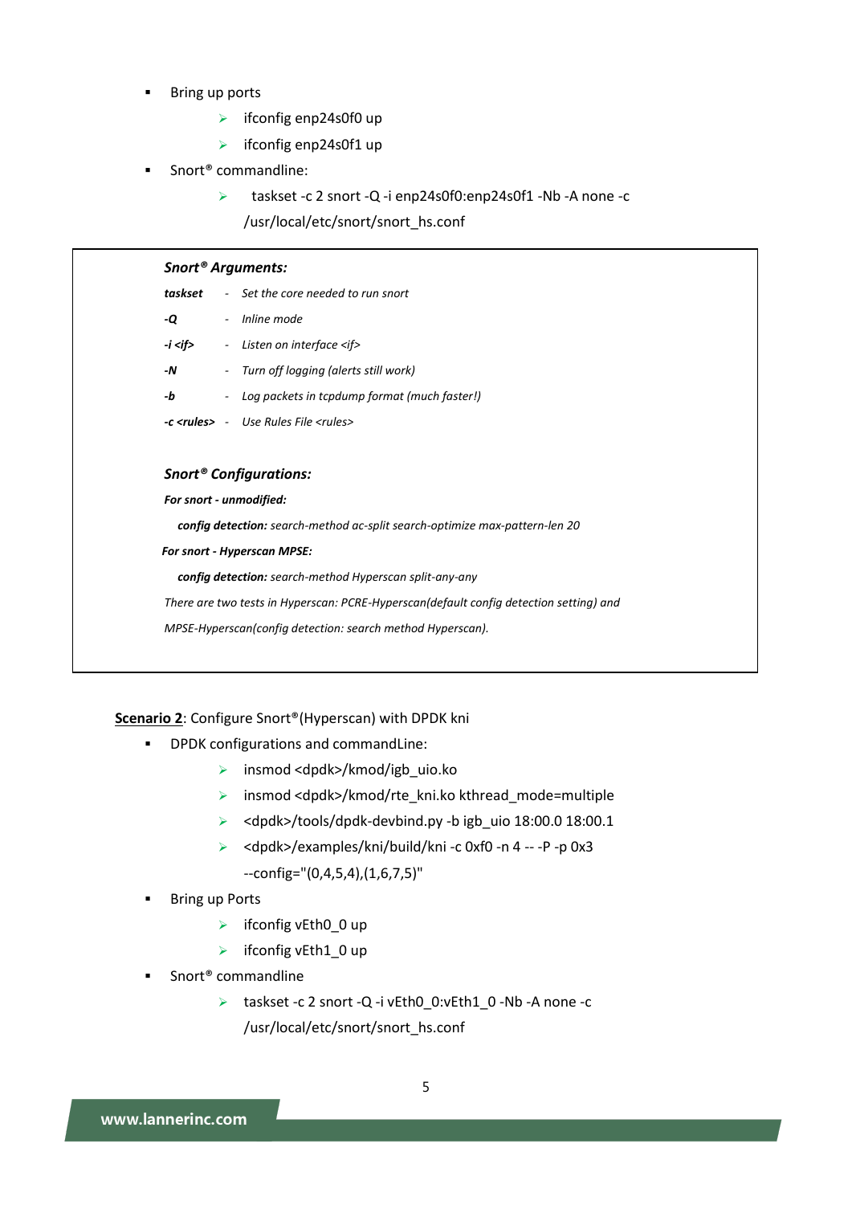- Bring up ports
    - ifconfig enp24s0f0 up
    - ifconfig enp24s0f1 up
- Snort® commandline:
    - taskset -c 2 snort -Q -i enp24s0f0:enp24s0f1 -Nb -A none -c /usr/local/etc/snort/snort_hs.conf

> ***Snort® Arguments:***
>
> ***taskset*** - *Set the core needed to run snort*
>
> ***-Q*** - *Inline mode*
>
> ***-i <if>*** - *Listen on interface <if>*
>
> ***-N*** - *Turn off logging (alerts still work)*
>
> ***-b*** - *Log packets in tcpdump format (much faster!)*
>
> ***-c <rules>*** - *Use Rules File <rules>*
>
> ***Snort® Configurations:***
>
> ***For snort - unmodified:***
>
> ***config detection:*** *search-method ac-split search-optimize max-pattern-len 20*
>
> ***For snort - Hyperscan MPSE:***
>
> ***config detection:*** *search-method Hyperscan split-any-any*
>
> *There are two tests in Hyperscan: PCRE-Hyperscan(default config detection setting) and MPSE-Hyperscan(config detection: search method Hyperscan).*

<u>**Scenario 2**</u>: Configure Snort®(Hyperscan) with DPDK kni

- DPDK configurations and commandLine:
    - insmod <dpdk>/kmod/igb_uio.ko
    - insmod <dpdk>/kmod/rte_kni.ko kthread_mode=multiple
    - <dpdk>/tools/dpdk-devbind.py -b igb_uio 18:00.0 18:00.1
    - <dpdk>/examples/kni/build/kni -c 0xf0 -n 4 -- -P -p 0x3 --config="(0,4,5,4),(1,6,7,5)"
- Bring up Ports
    - ifconfig vEth0_0 up
    - ifconfig vEth1_0 up
- Snort® commandline
    - taskset -c 2 snort -Q -i vEth0_0:vEth1_0 -Nb -A none -c /usr/local/etc/snort/snort_hs.conf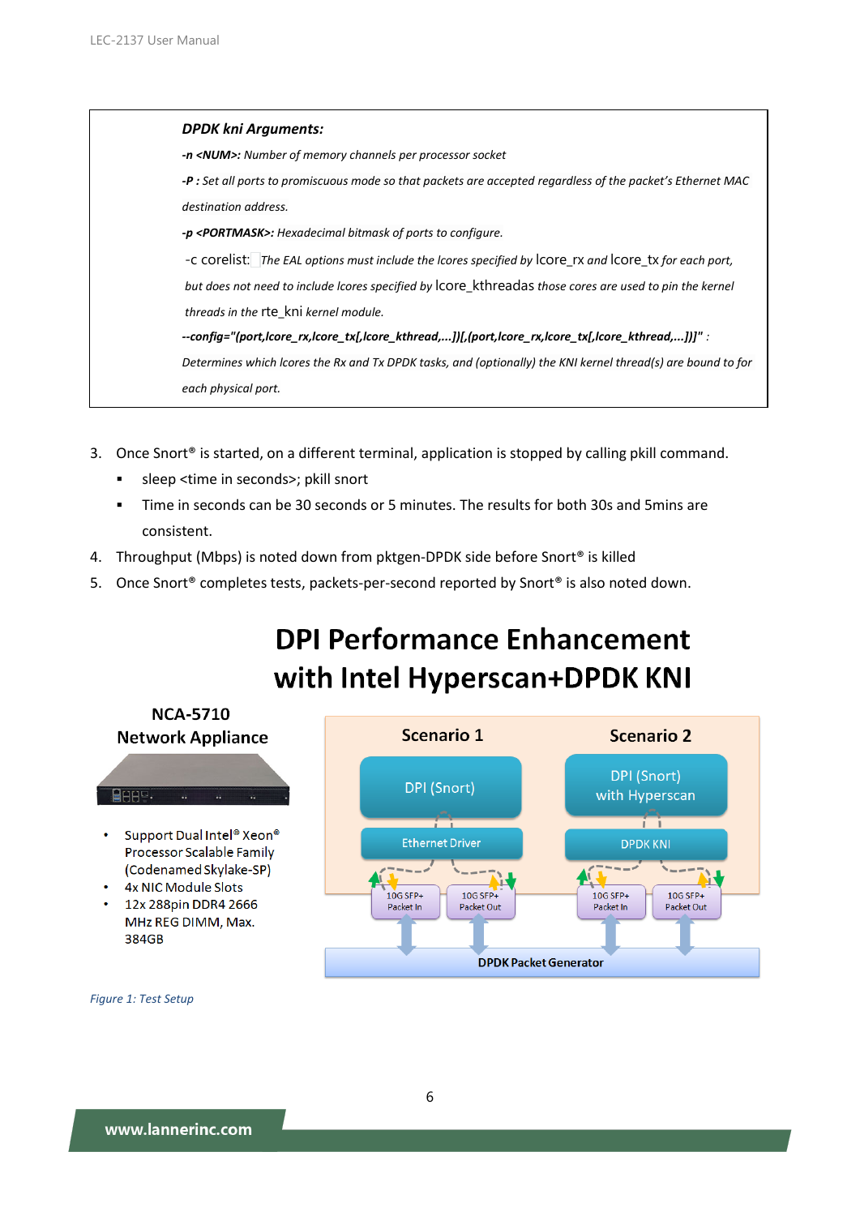**DPDK kni Arguments:**

***-n <NUM>:*** *Number of memory channels per processor socket*

***-P :*** *Set all ports to promiscuous mode so that packets are accepted regardless of the packet's Ethernet MAC destination address.*

***-p <PORTMASK>:*** *Hexadecimal bitmask of ports to configure.*

-c corelist: *The EAL options must include the lcores specified by* lcore_rx *and* lcore_tx *for each port, but does not need to include lcores specified by* lcore_kthreadas *those cores are used to pin the kernel threads in the* rte_kni *kernel module.*

***--config="(port,lcore_rx,lcore_tx[,lcore_kthread,...])[,(port,lcore_rx,lcore_tx[,lcore_kthread,...])]"*** *: Determines which lcores the Rx and Tx DPDK tasks, and (optionally) the KNI kernel thread(s) are bound to for each physical port.*

3. Once Snort® is started, on a different terminal, application is stopped by calling pkill command.
   - sleep <time in seconds>; pkill snort
   - Time in seconds can be 30 seconds or 5 minutes. The results for both 30s and 5mins are consistent.
4. Throughput (Mbps) is noted down from pktgen-DPDK side before Snort® is killed
5. Once Snort® completes tests, packets-per-second reported by Snort® is also noted down.

**DPI Performance Enhancement with Intel Hyperscan+DPDK KNI**

**NCA-5710 Network Appliance**

- Support Dual Intel® Xeon® Processor Scalable Family (Codenamed Skylake-SP)
- 4x NIC Module Slots
- 12x 288pin DDR4 2666 MHz REG DIMM, Max. 384GB

| Scenario 1 | Scenario 2 |
|---|---|
| DPI (Snort) | DPI (Snort) with Hyperscan |
| Ethernet Driver | DPDK KNI |
| 10G SFP+ Packet In / 10G SFP+ Packet Out | 10G SFP+ Packet In / 10G SFP+ Packet Out |
| DPDK Packet Generator | |

*Figure 1: Test Setup*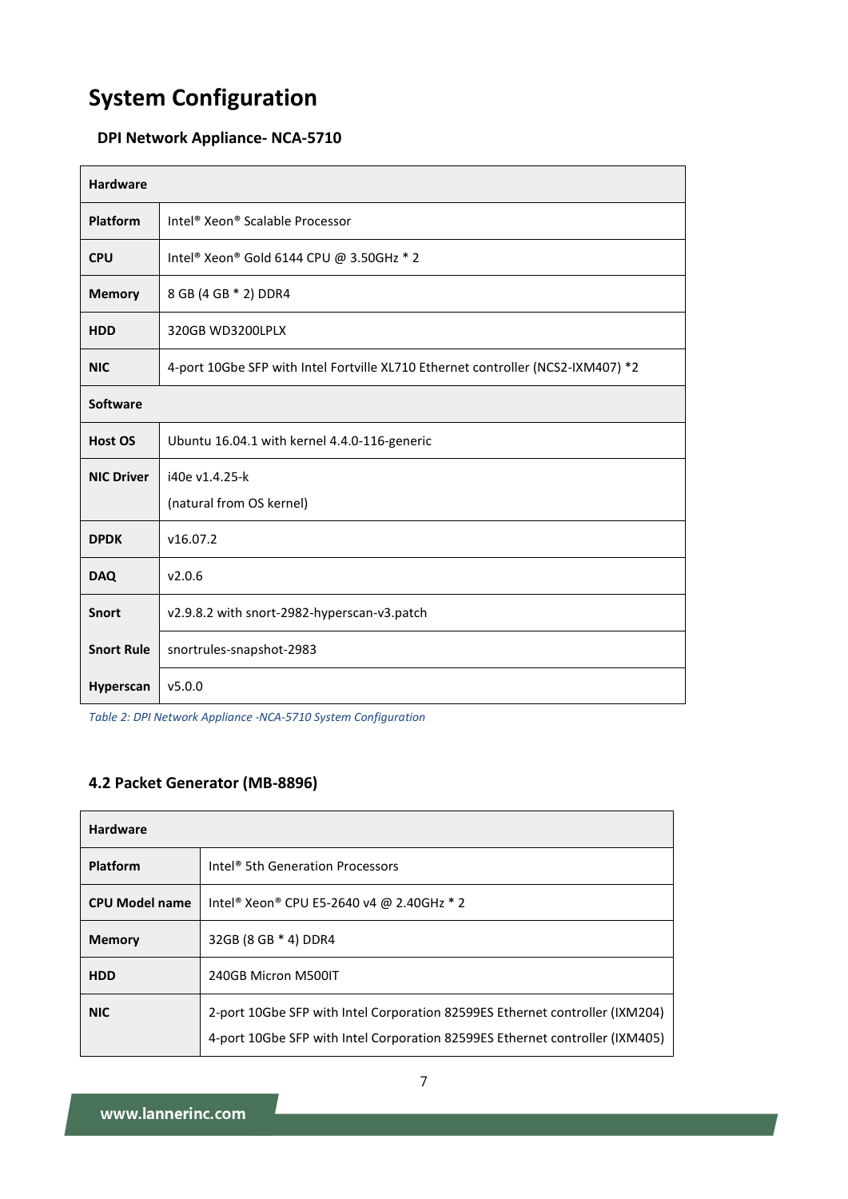# System Configuration

## DPI Network Appliance- NCA-5710

| **Hardware** | |
|---|---|
| **Platform** | Intel® Xeon® Scalable Processor |
| **CPU** | Intel® Xeon® Gold 6144 CPU @ 3.50GHz * 2 |
| **Memory** | 8 GB (4 GB * 2) DDR4 |
| **HDD** | 320GB WD3200LPLX |
| **NIC** | 4-port 10Gbe SFP with Intel Fortville XL710 Ethernet controller (NCS2-IXM407) *2 |
| **Software** | |
| **Host OS** | Ubuntu 16.04.1 with kernel 4.4.0-116-generic |
| **NIC Driver** | i40e v1.4.25-k<br>(natural from OS kernel) |
| **DPDK** | v16.07.2 |
| **DAQ** | v2.0.6 |
| **Snort** | v2.9.8.2 with snort-2982-hyperscan-v3.patch |
| **Snort Rule** | snortrules-snapshot-2983 |
| **Hyperscan** | v5.0.0 |

*Table 2: DPI Network Appliance -NCA-5710 System Configuration*

## 4.2 Packet Generator (MB-8896)

| **Hardware** | |
|---|---|
| **Platform** | Intel® 5th Generation Processors |
| **CPU Model name** | Intel® Xeon® CPU E5-2640 v4 @ 2.40GHz * 2 |
| **Memory** | 32GB (8 GB * 4) DDR4 |
| **HDD** | 240GB Micron M500IT |
| **NIC** | 2-port 10Gbe SFP with Intel Corporation 82599ES Ethernet controller (IXM204)<br>4-port 10Gbe SFP with Intel Corporation 82599ES Ethernet controller (IXM405) |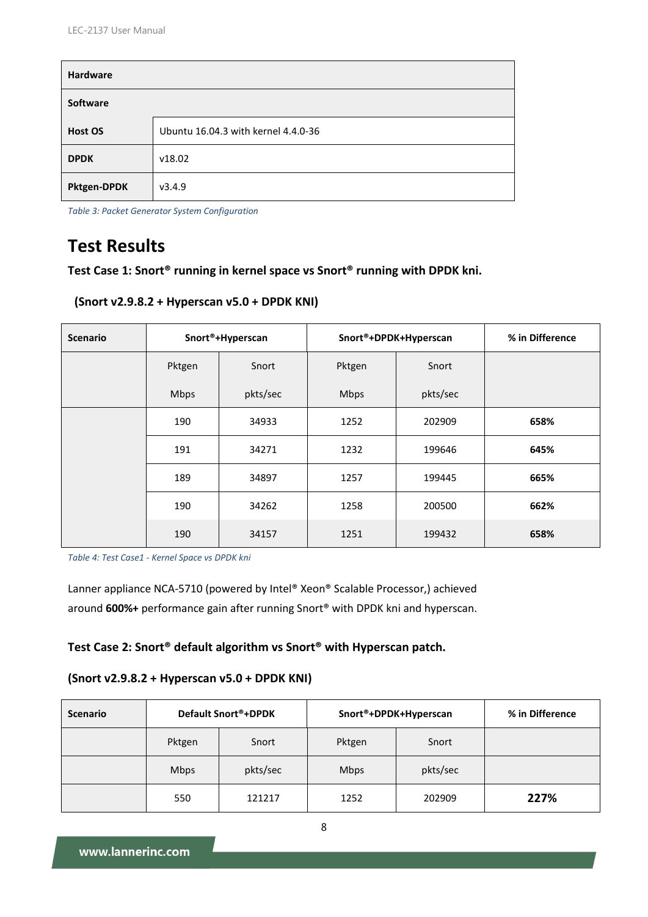| Hardware | |
|---|---|
| **Software** | |
| **Host OS** | Ubuntu 16.04.3 with kernel 4.4.0-36 |
| **DPDK** | v18.02 |
| **Pktgen-DPDK** | v3.4.9 |

*Table 3: Packet Generator System Configuration*

## Test Results

**Test Case 1: Snort® running in kernel space vs Snort® running with DPDK kni.**

**(Snort v2.9.8.2 + Hyperscan v5.0 + DPDK KNI)**

| Scenario | Snort®+Hyperscan | | Snort®+DPDK+Hyperscan | | % in Difference |
|---|---|---|---|---|---|
| | Pktgen Mbps | Snort pkts/sec | Pktgen Mbps | Snort pkts/sec | |
| | 190 | 34933 | 1252 | 202909 | **658%** |
| | 191 | 34271 | 1232 | 199646 | **645%** |
| | 189 | 34897 | 1257 | 199445 | **665%** |
| | 190 | 34262 | 1258 | 200500 | **662%** |
| | 190 | 34157 | 1251 | 199432 | **658%** |

*Table 4: Test Case1 - Kernel Space vs DPDK kni*

Lanner appliance NCA-5710 (powered by Intel® Xeon® Scalable Processor,) achieved around **600%+** performance gain after running Snort® with DPDK kni and hyperscan.

**Test Case 2: Snort® default algorithm vs Snort® with Hyperscan patch.**

**(Snort v2.9.8.2 + Hyperscan v5.0 + DPDK KNI)**

| Scenario | Default Snort®+DPDK | | Snort®+DPDK+Hyperscan | | % in Difference |
|---|---|---|---|---|---|
| | Pktgen | Snort | Pktgen | Snort | |
| | Mbps | pkts/sec | Mbps | pkts/sec | |
| | 550 | 121217 | 1252 | 202909 | **227%** |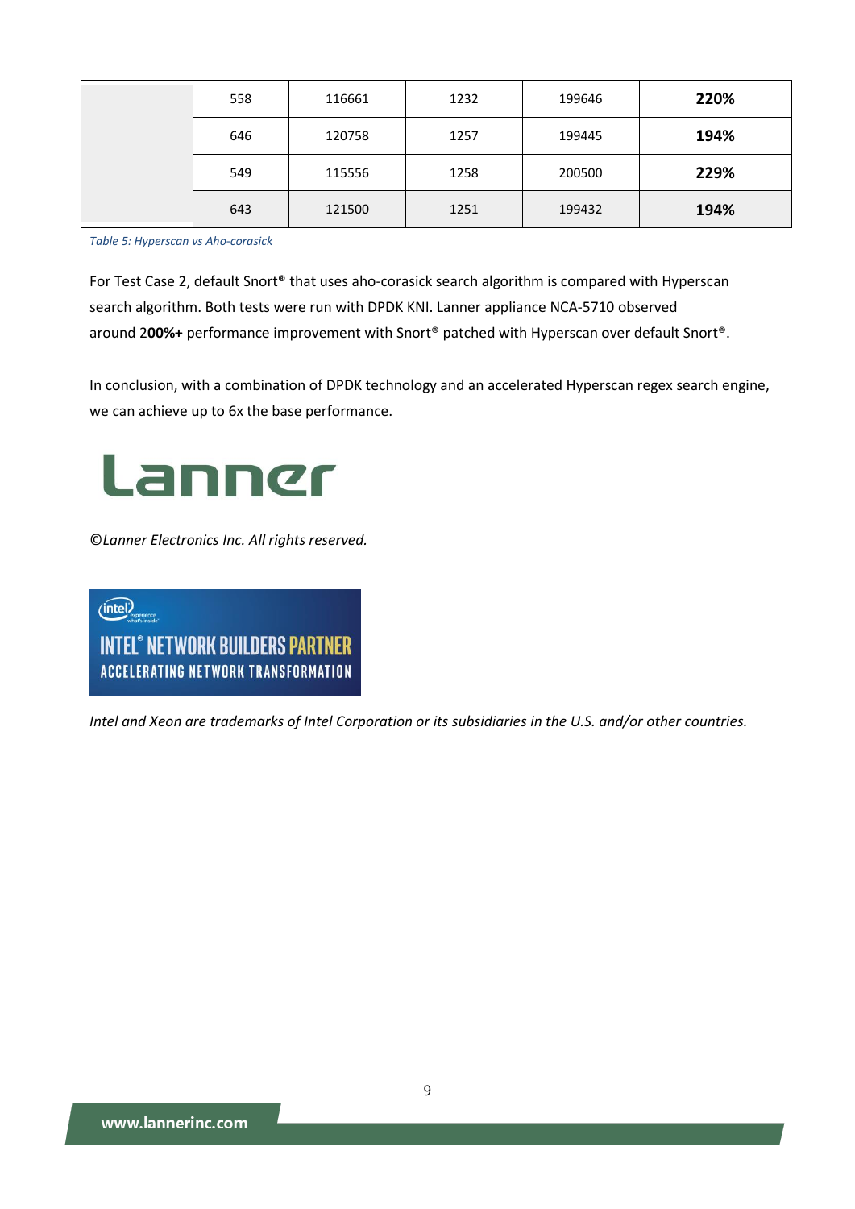| | | | | | |
|---|---|---|---|---|---|
| | 558 | 116661 | 1232 | 199646 | **220%** |
| | 646 | 120758 | 1257 | 199445 | **194%** |
| | 549 | 115556 | 1258 | 200500 | **229%** |
| | 643 | 121500 | 1251 | 199432 | **194%** |

*Table 5: Hyperscan vs Aho-corasick*

For Test Case 2, default Snort® that uses aho-corasick search algorithm is compared with Hyperscan search algorithm. Both tests were run with DPDK KNI. Lanner appliance NCA-5710 observed around 2**00%+** performance improvement with Snort® patched with Hyperscan over default Snort®.

In conclusion, with a combination of DPDK technology and an accelerated Hyperscan regex search engine, we can achieve up to 6x the base performance.

Lanner

*©Lanner Electronics Inc. All rights reserved.*

INTEL® NETWORK BUILDERS PARTNER
ACCELERATING NETWORK TRANSFORMATION

*Intel and Xeon are trademarks of Intel Corporation or its subsidiaries in the U.S. and/or other countries.*